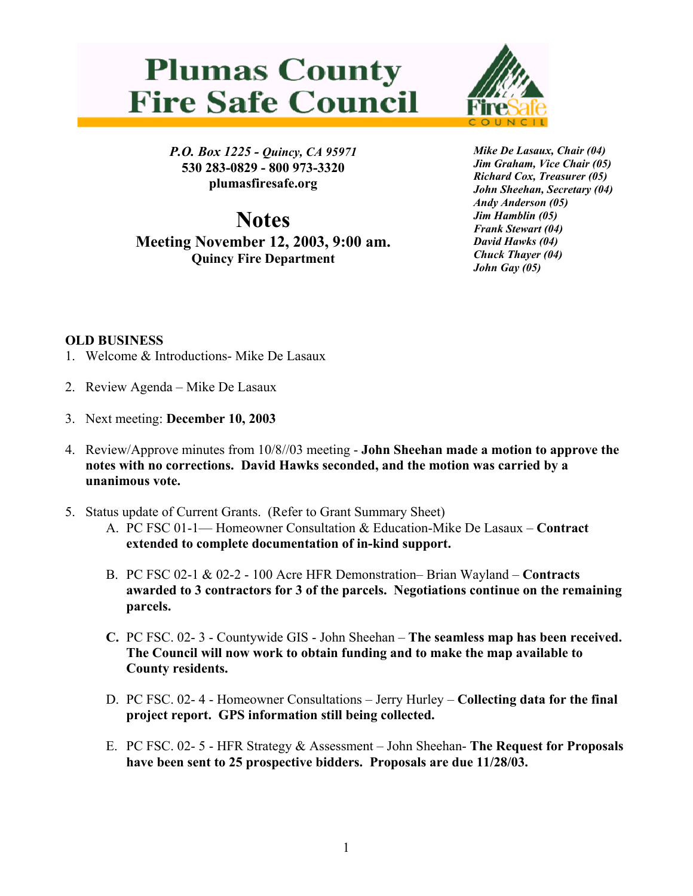# Plumas County Fire Safe Council

*P.O. Box 1225 - Quincy, CA 95971*
**530 283-0829 - 800 973-3320**
**plumasfiresafe.org**

***Mike De Lasaux, Chair (04)***
***Jim Graham, Vice Chair (05)***
***Richard Cox, Treasurer (05)***
***John Sheehan, Secretary (04)***
***Andy Anderson (05)***
***Jim Hamblin (05)***
***Frank Stewart (04)***
***David Hawks (04)***
***Chuck Thayer (04)***
***John Gay (05)***

# Notes

## Meeting November 12, 2003, 9:00 am.

### Quincy Fire Department

**OLD BUSINESS**

1. Welcome & Introductions- Mike De Lasaux

2. Review Agenda – Mike De Lasaux

3. Next meeting: **December 10, 2003**

4. Review/Approve minutes from 10/8//03 meeting - **John Sheehan made a motion to approve the notes with no corrections. David Hawks seconded, and the motion was carried by a unanimous vote.**

5. Status update of Current Grants. (Refer to Grant Summary Sheet)
   A. PC FSC 01-1— Homeowner Consultation & Education-Mike De Lasaux – **Contract extended to complete documentation of in-kind support.**

   B. PC FSC 02-1 & 02-2 - 100 Acre HFR Demonstration– Brian Wayland – **Contracts awarded to 3 contractors for 3 of the parcels. Negotiations continue on the remaining parcels.**

   **C.** PC FSC. 02- 3 - Countywide GIS - John Sheehan – **The seamless map has been received. The Council will now work to obtain funding and to make the map available to County residents.**

   D. PC FSC. 02- 4 - Homeowner Consultations – Jerry Hurley – **Collecting data for the final project report. GPS information still being collected.**

   E. PC FSC. 02- 5 - HFR Strategy & Assessment – John Sheehan- **The Request for Proposals have been sent to 25 prospective bidders. Proposals are due 11/28/03.**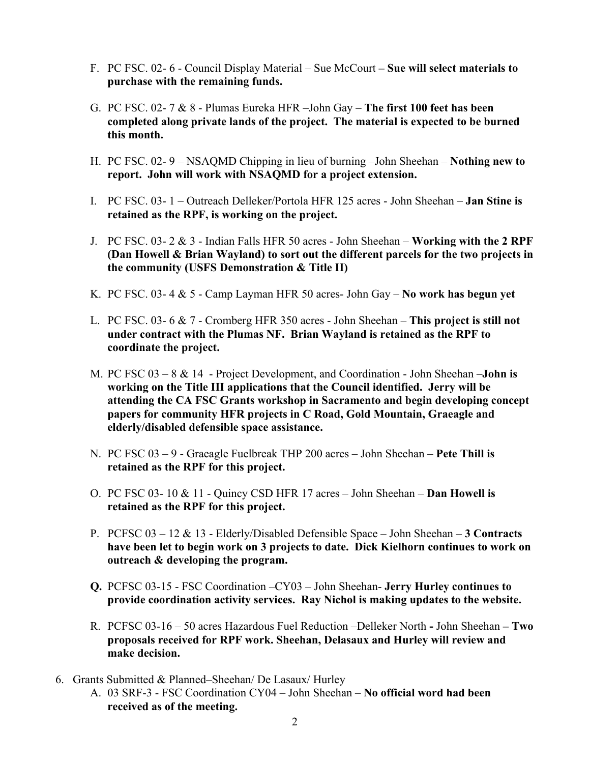F. PC FSC. 02- 6 - Council Display Material – Sue McCourt **– Sue will select materials to purchase with the remaining funds.**

G. PC FSC. 02- 7 & 8 - Plumas Eureka HFR –John Gay – **The first 100 feet has been completed along private lands of the project. The material is expected to be burned this month.**

H. PC FSC. 02- 9 – NSAQMD Chipping in lieu of burning –John Sheehan – **Nothing new to report. John will work with NSAQMD for a project extension.**

I. PC FSC. 03- 1 – Outreach Delleker/Portola HFR 125 acres - John Sheehan – **Jan Stine is retained as the RPF, is working on the project.**

J. PC FSC. 03- 2 & 3 - Indian Falls HFR 50 acres - John Sheehan – **Working with the 2 RPF (Dan Howell & Brian Wayland) to sort out the different parcels for the two projects in the community (USFS Demonstration & Title II)**

K. PC FSC. 03- 4 & 5 - Camp Layman HFR 50 acres- John Gay – **No work has begun yet**

L. PC FSC. 03- 6 & 7 - Cromberg HFR 350 acres - John Sheehan – **This project is still not under contract with the Plumas NF. Brian Wayland is retained as the RPF to coordinate the project.**

M. PC FSC 03 – 8 & 14 - Project Development, and Coordination - John Sheehan –**John is working on the Title III applications that the Council identified. Jerry will be attending the CA FSC Grants workshop in Sacramento and begin developing concept papers for community HFR projects in C Road, Gold Mountain, Graeagle and elderly/disabled defensible space assistance.**

N. PC FSC 03 – 9 - Graeagle Fuelbreak THP 200 acres – John Sheehan – **Pete Thill is retained as the RPF for this project.**

O. PC FSC 03- 10 & 11 - Quincy CSD HFR 17 acres – John Sheehan – **Dan Howell is retained as the RPF for this project.**

P. PCFSC 03 – 12 & 13 - Elderly/Disabled Defensible Space – John Sheehan – **3 Contracts have been let to begin work on 3 projects to date. Dick Kielhorn continues to work on outreach & developing the program.**

**Q.** PCFSC 03-15 - FSC Coordination –CY03 – John Sheehan- **Jerry Hurley continues to provide coordination activity services. Ray Nichol is making updates to the website.**

R. PCFSC 03-16 – 50 acres Hazardous Fuel Reduction –Delleker North **-** John Sheehan **– Two proposals received for RPF work. Sheehan, Delasaux and Hurley will review and make decision.**

6. Grants Submitted & Planned–Sheehan/ De Lasaux/ Hurley
   A. 03 SRF-3 - FSC Coordination CY04 – John Sheehan – **No official word had been received as of the meeting.**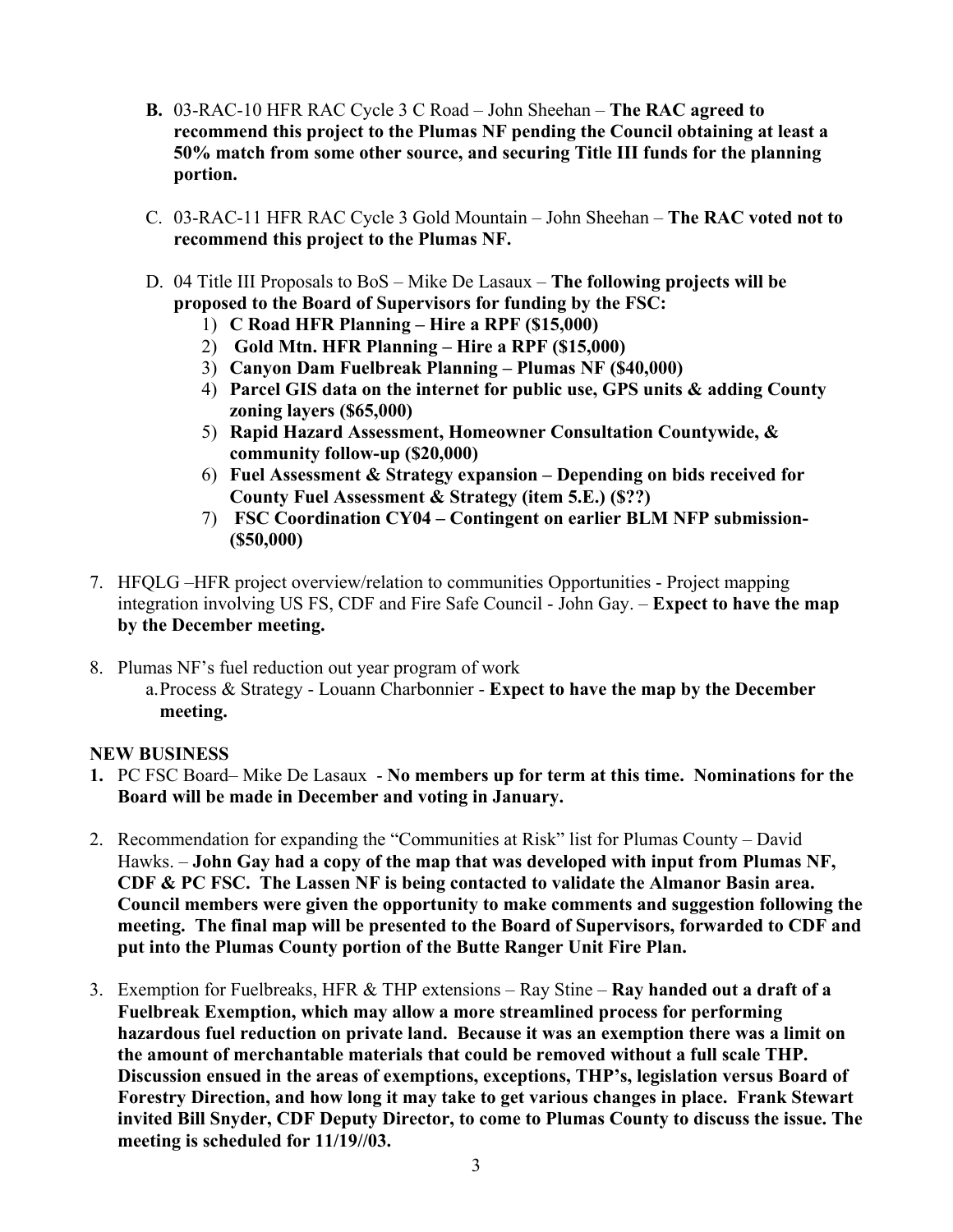**B.** 03-RAC-10 HFR RAC Cycle 3 C Road – John Sheehan – **The RAC agreed to recommend this project to the Plumas NF pending the Council obtaining at least a 50% match from some other source, and securing Title III funds for the planning portion.**

C. 03-RAC-11 HFR RAC Cycle 3 Gold Mountain – John Sheehan – **The RAC voted not to recommend this project to the Plumas NF.**

D. 04 Title III Proposals to BoS – Mike De Lasaux – **The following projects will be proposed to the Board of Supervisors for funding by the FSC:**

1) **C Road HFR Planning – Hire a RPF ($15,000)**
2) **Gold Mtn. HFR Planning – Hire a RPF ($15,000)**
3) **Canyon Dam Fuelbreak Planning – Plumas NF ($40,000)**
4) **Parcel GIS data on the internet for public use, GPS units & adding County zoning layers ($65,000)**
5) **Rapid Hazard Assessment, Homeowner Consultation Countywide, & community follow-up ($20,000)**
6) **Fuel Assessment & Strategy expansion – Depending on bids received for County Fuel Assessment & Strategy (item 5.E.) ($??)**
7) **FSC Coordination CY04 – Contingent on earlier BLM NFP submission- ($50,000)**

7. HFQLG –HFR project overview/relation to communities Opportunities - Project mapping integration involving US FS, CDF and Fire Safe Council - John Gay. – **Expect to have the map by the December meeting.**

8. Plumas NF's fuel reduction out year program of work
   a. Process & Strategy - Louann Charbonnier - **Expect to have the map by the December meeting.**

**NEW BUSINESS**

**1.** PC FSC Board– Mike De Lasaux - **No members up for term at this time. Nominations for the Board will be made in December and voting in January.**

2. Recommendation for expanding the "Communities at Risk" list for Plumas County – David Hawks. – **John Gay had a copy of the map that was developed with input from Plumas NF, CDF & PC FSC. The Lassen NF is being contacted to validate the Almanor Basin area. Council members were given the opportunity to make comments and suggestion following the meeting. The final map will be presented to the Board of Supervisors, forwarded to CDF and put into the Plumas County portion of the Butte Ranger Unit Fire Plan.**

3. Exemption for Fuelbreaks, HFR & THP extensions – Ray Stine – **Ray handed out a draft of a Fuelbreak Exemption, which may allow a more streamlined process for performing hazardous fuel reduction on private land. Because it was an exemption there was a limit on the amount of merchantable materials that could be removed without a full scale THP. Discussion ensued in the areas of exemptions, exceptions, THP's, legislation versus Board of Forestry Direction, and how long it may take to get various changes in place. Frank Stewart invited Bill Snyder, CDF Deputy Director, to come to Plumas County to discuss the issue. The meeting is scheduled for 11/19//03.**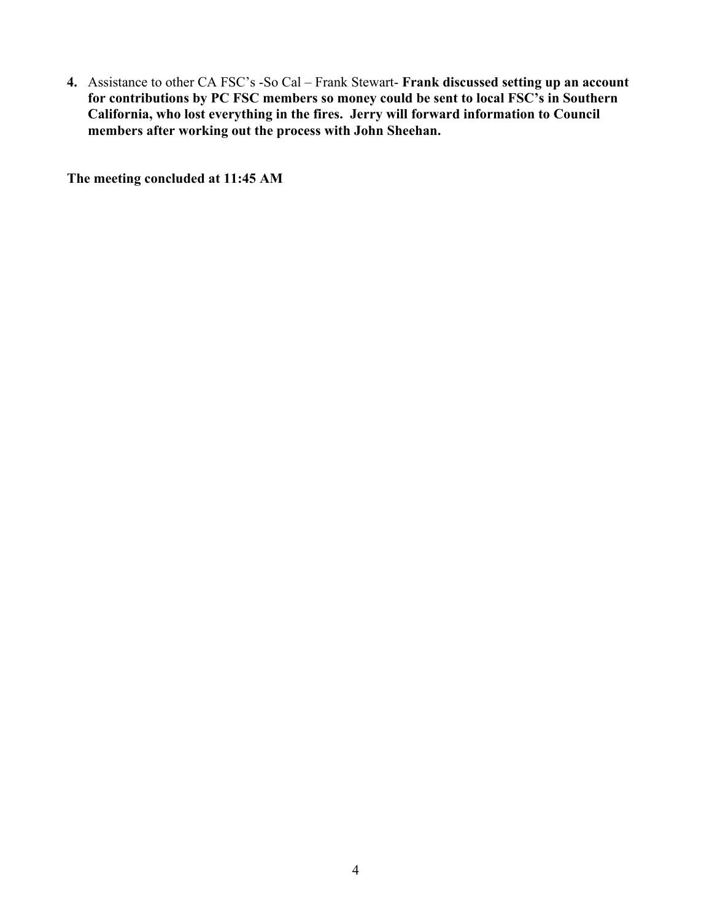4. Assistance to other CA FSC's -So Cal – Frank Stewart- **Frank discussed setting up an account for contributions by PC FSC members so money could be sent to local FSC's in Southern California, who lost everything in the fires. Jerry will forward information to Council members after working out the process with John Sheehan.**

**The meeting concluded at 11:45 AM**